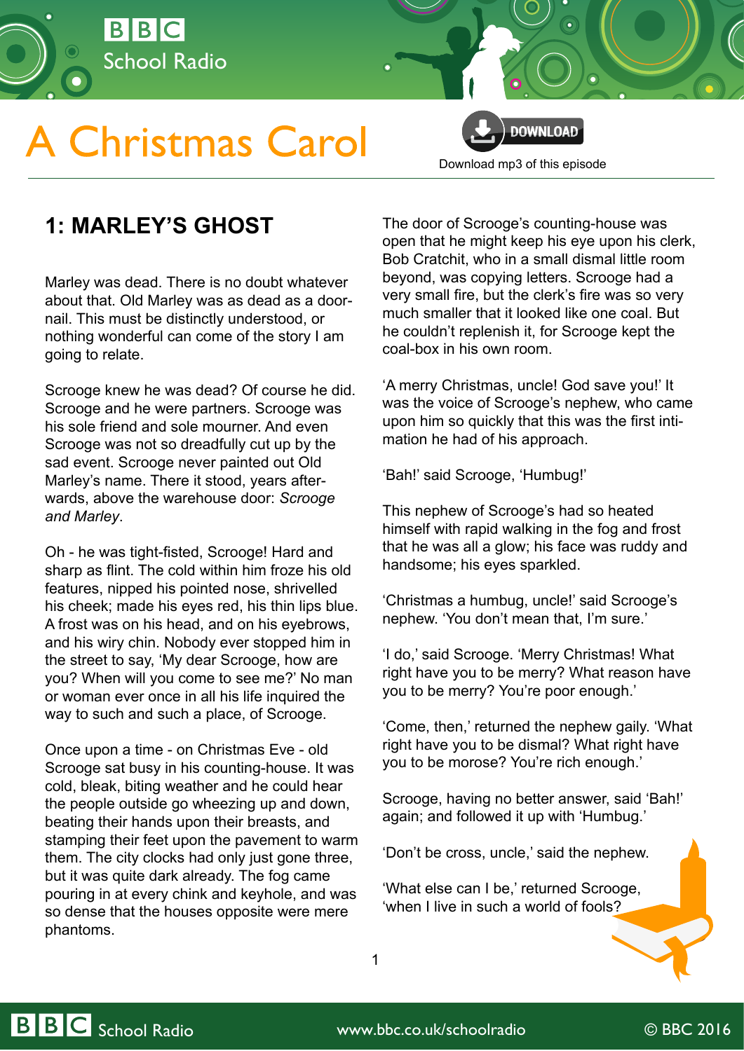# A Christmas Carol

Download mp3 of this episode

## 1: MARLEY'S GHOST

Marley was dead. There is no doubt whatever about that. Old Marley was as dead as a door-nail. This must be distinctly understood, or nothing wonderful can come of the story I am going to relate.

Scrooge knew he was dead? Of course he did. Scrooge and he were partners. Scrooge was his sole friend and sole mourner. And even Scrooge was not so dreadfully cut up by the sad event. Scrooge never painted out Old Marley's name. There it stood, years afterwards, above the warehouse door: *Scrooge and Marley*.

Oh - he was tight-fisted, Scrooge! Hard and sharp as flint. The cold within him froze his old features, nipped his pointed nose, shrivelled his cheek; made his eyes red, his thin lips blue. A frost was on his head, and on his eyebrows, and his wiry chin. Nobody ever stopped him in the street to say, 'My dear Scrooge, how are you? When will you come to see me?' No man or woman ever once in all his life inquired the way to such and such a place, of Scrooge.

Once upon a time - on Christmas Eve - old Scrooge sat busy in his counting-house. It was cold, bleak, biting weather and he could hear the people outside go wheezing up and down, beating their hands upon their breasts, and stamping their feet upon the pavement to warm them. The city clocks had only just gone three, but it was quite dark already. The fog came pouring in at every chink and keyhole, and was so dense that the houses opposite were mere phantoms.

The door of Scrooge's counting-house was open that he might keep his eye upon his clerk, Bob Cratchit, who in a small dismal little room beyond, was copying letters. Scrooge had a very small fire, but the clerk's fire was so very much smaller that it looked like one coal. But he couldn't replenish it, for Scrooge kept the coal-box in his own room.

'A merry Christmas, uncle! God save you!' It was the voice of Scrooge's nephew, who came upon him so quickly that this was the first intimation he had of his approach.

'Bah!' said Scrooge, 'Humbug!'

This nephew of Scrooge's had so heated himself with rapid walking in the fog and frost that he was all a glow; his face was ruddy and handsome; his eyes sparkled.

'Christmas a humbug, uncle!' said Scrooge's nephew. 'You don't mean that, I'm sure.'

'I do,' said Scrooge. 'Merry Christmas! What right have you to be merry? What reason have you to be merry? You're poor enough.'

'Come, then,' returned the nephew gaily. 'What right have you to be dismal? What right have you to be morose? You're rich enough.'

Scrooge, having no better answer, said 'Bah!' again; and followed it up with 'Humbug.'

'Don't be cross, uncle,' said the nephew.

'What else can I be,' returned Scrooge, 'when I live in such a world of fools?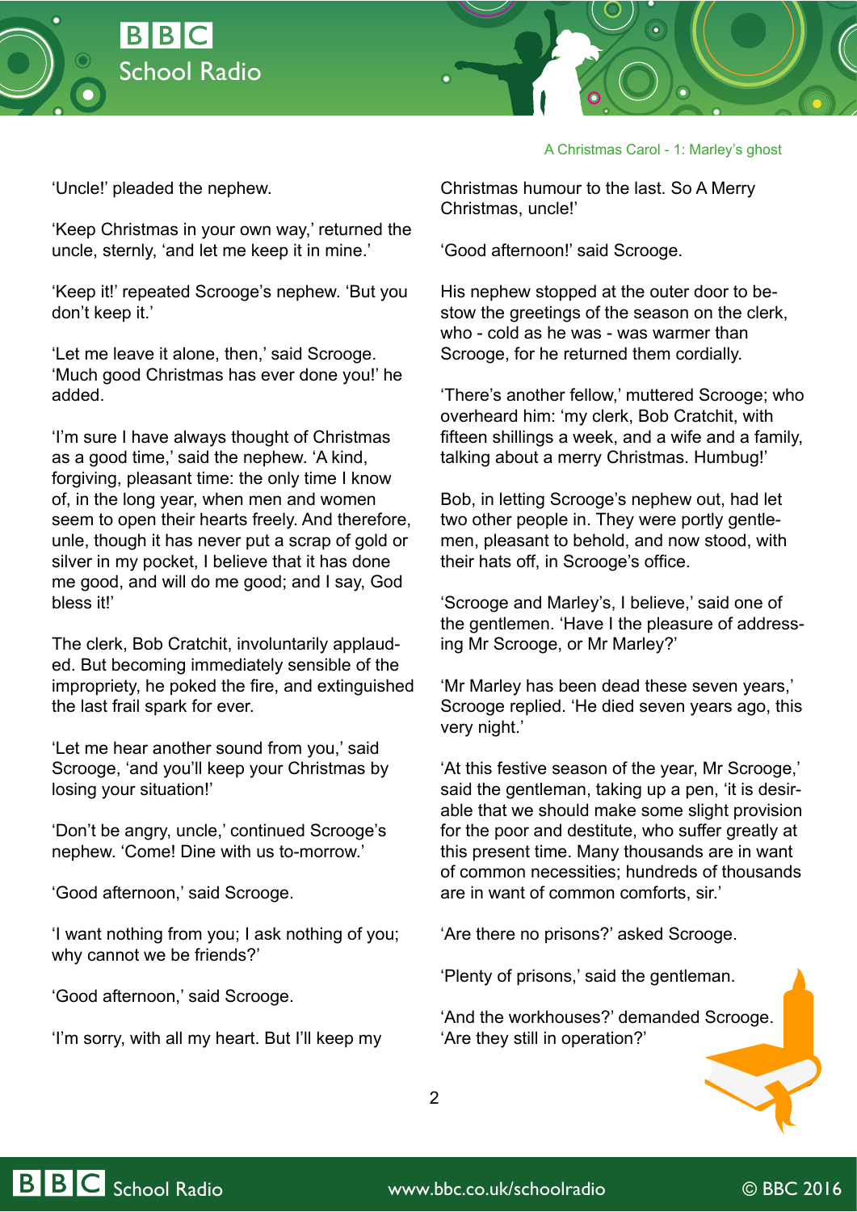'Uncle!' pleaded the nephew.

'Keep Christmas in your own way,' returned the uncle, sternly, 'and let me keep it in mine.'

'Keep it!' repeated Scrooge's nephew. 'But you don't keep it.'

'Let me leave it alone, then,' said Scrooge. 'Much good Christmas has ever done you!' he added.

'I'm sure I have always thought of Christmas as a good time,' said the nephew. 'A kind, forgiving, pleasant time: the only time I know of, in the long year, when men and women seem to open their hearts freely. And therefore, unle, though it has never put a scrap of gold or silver in my pocket, I believe that it has done me good, and will do me good; and I say, God bless it!'

The clerk, Bob Cratchit, involuntarily applauded. But becoming immediately sensible of the impropriety, he poked the fire, and extinguished the last frail spark for ever.

'Let me hear another sound from you,' said Scrooge, 'and you'll keep your Christmas by losing your situation!'

'Don't be angry, uncle,' continued Scrooge's nephew. 'Come! Dine with us to-morrow.'

'Good afternoon,' said Scrooge.

'I want nothing from you; I ask nothing of you; why cannot we be friends?'

'Good afternoon,' said Scrooge.

'I'm sorry, with all my heart. But I'll keep my Christmas humour to the last. So A Merry Christmas, uncle!'

'Good afternoon!' said Scrooge.

His nephew stopped at the outer door to bestow the greetings of the season on the clerk, who - cold as he was - was warmer than Scrooge, for he returned them cordially.

'There's another fellow,' muttered Scrooge; who overheard him: 'my clerk, Bob Cratchit, with fifteen shillings a week, and a wife and a family, talking about a merry Christmas. Humbug!'

Bob, in letting Scrooge's nephew out, had let two other people in. They were portly gentlemen, pleasant to behold, and now stood, with their hats off, in Scrooge's office.

'Scrooge and Marley's, I believe,' said one of the gentlemen. 'Have I the pleasure of addressing Mr Scrooge, or Mr Marley?'

'Mr Marley has been dead these seven years,' Scrooge replied. 'He died seven years ago, this very night.'

'At this festive season of the year, Mr Scrooge,' said the gentleman, taking up a pen, 'it is desirable that we should make some slight provision for the poor and destitute, who suffer greatly at this present time. Many thousands are in want of common necessities; hundreds of thousands are in want of common comforts, sir.'

'Are there no prisons?' asked Scrooge.

'Plenty of prisons,' said the gentleman.

'And the workhouses?' demanded Scrooge. 'Are they still in operation?'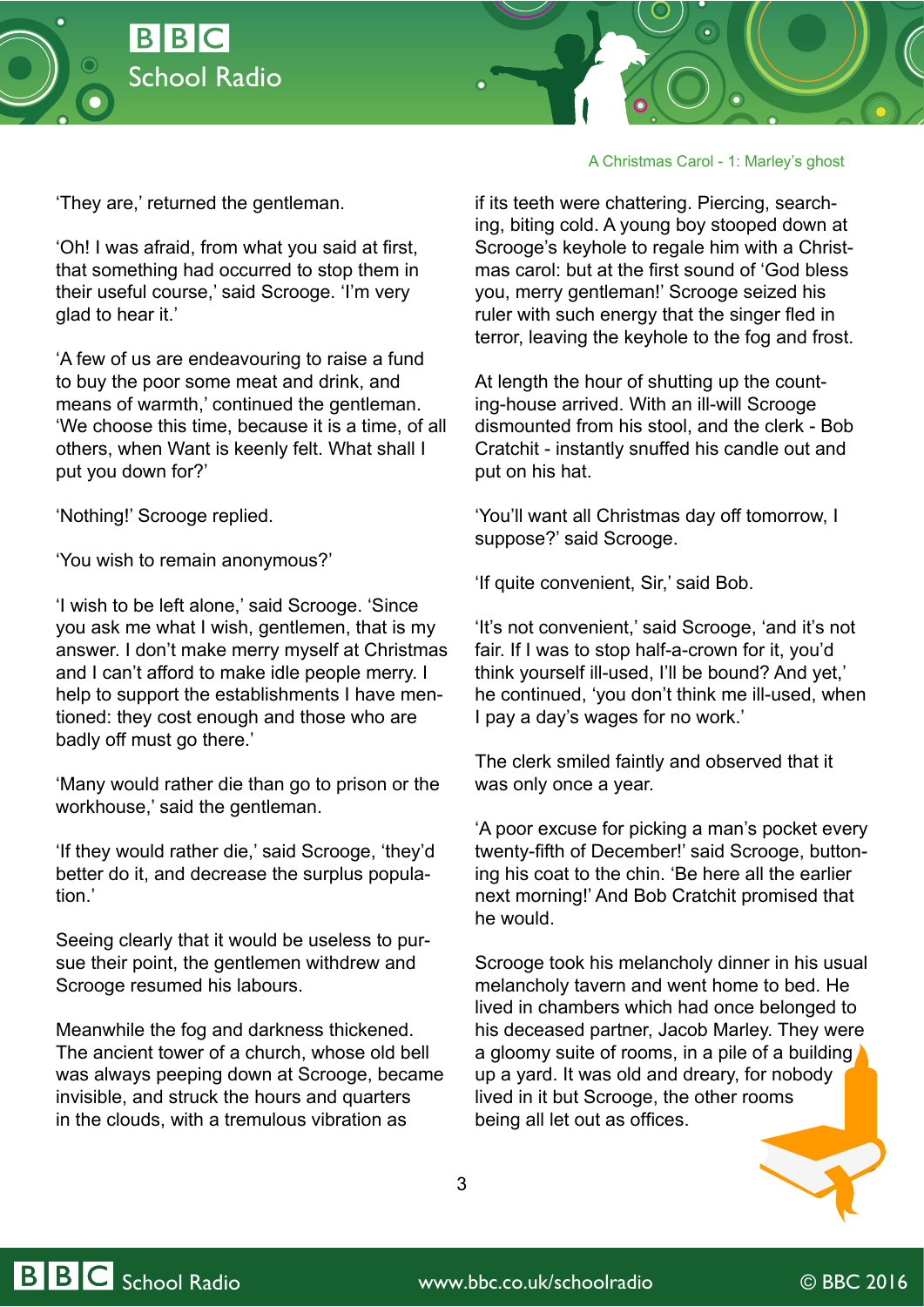‘They are,’ returned the gentleman.

‘Oh! I was afraid, from what you said at first, that something had occurred to stop them in their useful course,’ said Scrooge. ‘I’m very glad to hear it.’

‘A few of us are endeavouring to raise a fund to buy the poor some meat and drink, and means of warmth,’ continued the gentleman. ‘We choose this time, because it is a time, of all others, when Want is keenly felt. What shall I put you down for?’

‘Nothing!’ Scrooge replied.

‘You wish to remain anonymous?’

‘I wish to be left alone,’ said Scrooge. ‘Since you ask me what I wish, gentlemen, that is my answer. I don’t make merry myself at Christmas and I can’t afford to make idle people merry. I help to support the establishments I have mentioned: they cost enough and those who are badly off must go there.’

‘Many would rather die than go to prison or the workhouse,’ said the gentleman.

‘If they would rather die,’ said Scrooge, ‘they’d better do it, and decrease the surplus population.’

Seeing clearly that it would be useless to pursue their point, the gentlemen withdrew and Scrooge resumed his labours.

Meanwhile the fog and darkness thickened. The ancient tower of a church, whose old bell was always peeping down at Scrooge, became invisible, and struck the hours and quarters in the clouds, with a tremulous vibration as if its teeth were chattering. Piercing, searching, biting cold. A young boy stooped down at Scrooge’s keyhole to regale him with a Christmas carol: but at the first sound of ‘God bless you, merry gentleman!’ Scrooge seized his ruler with such energy that the singer fled in terror, leaving the keyhole to the fog and frost.

At length the hour of shutting up the counting-house arrived. With an ill-will Scrooge dismounted from his stool, and the clerk - Bob Cratchit - instantly snuffed his candle out and put on his hat.

‘You’ll want all Christmas day off tomorrow, I suppose?’ said Scrooge.

‘If quite convenient, Sir,’ said Bob.

‘It’s not convenient,’ said Scrooge, ‘and it’s not fair. If I was to stop half-a-crown for it, you’d think yourself ill-used, I’ll be bound? And yet,’ he continued, ‘you don’t think me ill-used, when I pay a day’s wages for no work.’

The clerk smiled faintly and observed that it was only once a year.

‘A poor excuse for picking a man’s pocket every twenty-fifth of December!’ said Scrooge, buttoning his coat to the chin. ‘Be here all the earlier next morning!’ And Bob Cratchit promised that he would.

Scrooge took his melancholy dinner in his usual melancholy tavern and went home to bed. He lived in chambers which had once belonged to his deceased partner, Jacob Marley. They were a gloomy suite of rooms, in a pile of a building up a yard. It was old and dreary, for nobody lived in it but Scrooge, the other rooms being all let out as offices.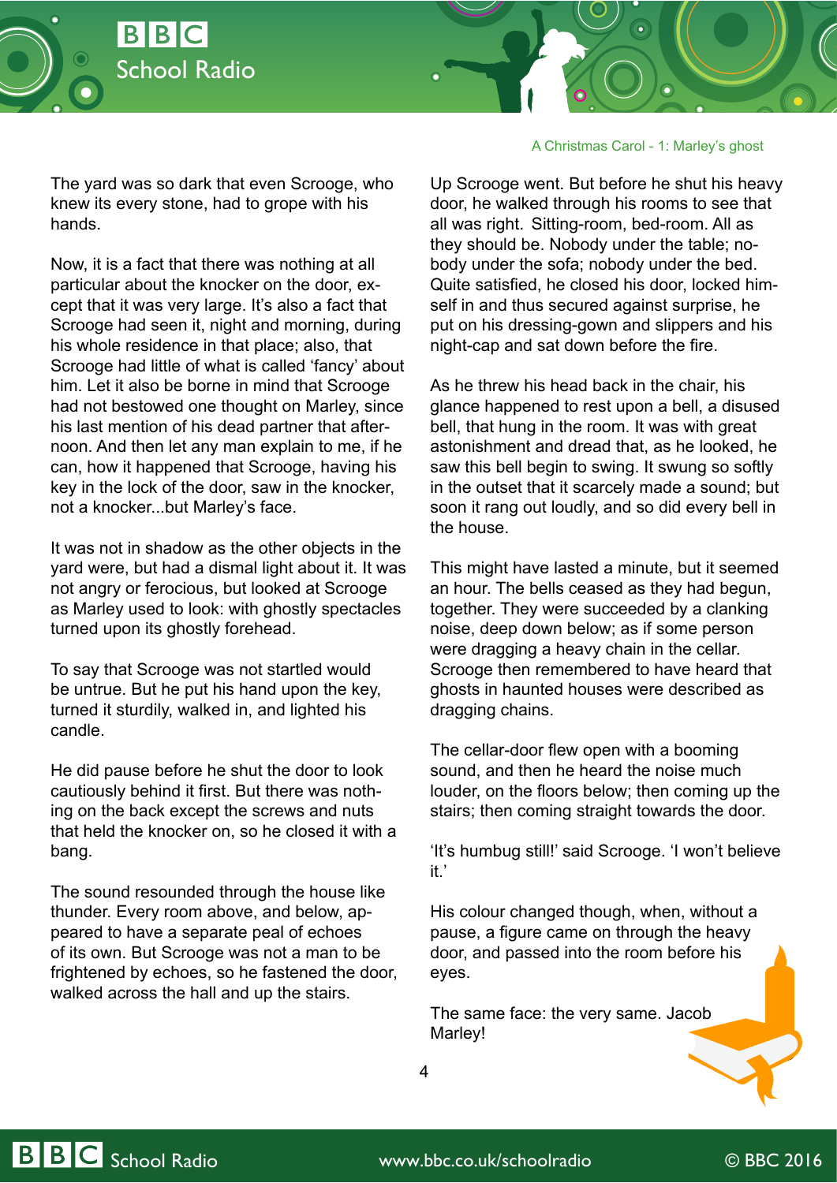The yard was so dark that even Scrooge, who knew its every stone, had to grope with his hands.

Now, it is a fact that there was nothing at all particular about the knocker on the door, except that it was very large. It's also a fact that Scrooge had seen it, night and morning, during his whole residence in that place; also, that Scrooge had little of what is called 'fancy' about him. Let it also be borne in mind that Scrooge had not bestowed one thought on Marley, since his last mention of his dead partner that afternoon. And then let any man explain to me, if he can, how it happened that Scrooge, having his key in the lock of the door, saw in the knocker, not a knocker...but Marley's face.

It was not in shadow as the other objects in the yard were, but had a dismal light about it. It was not angry or ferocious, but looked at Scrooge as Marley used to look: with ghostly spectacles turned upon its ghostly forehead.

To say that Scrooge was not startled would be untrue. But he put his hand upon the key, turned it sturdily, walked in, and lighted his candle.

He did pause before he shut the door to look cautiously behind it first. But there was nothing on the back except the screws and nuts that held the knocker on, so he closed it with a bang.

The sound resounded through the house like thunder. Every room above, and below, appeared to have a separate peal of echoes of its own. But Scrooge was not a man to be frightened by echoes, so he fastened the door, walked across the hall and up the stairs.

Up Scrooge went. But before he shut his heavy door, he walked through his rooms to see that all was right. Sitting-room, bed-room. All as they should be. Nobody under the table; nobody under the sofa; nobody under the bed. Quite satisfied, he closed his door, locked himself in and thus secured against surprise, he put on his dressing-gown and slippers and his night-cap and sat down before the fire.

As he threw his head back in the chair, his glance happened to rest upon a bell, a disused bell, that hung in the room. It was with great astonishment and dread that, as he looked, he saw this bell begin to swing. It swung so softly in the outset that it scarcely made a sound; but soon it rang out loudly, and so did every bell in the house.

This might have lasted a minute, but it seemed an hour. The bells ceased as they had begun, together. They were succeeded by a clanking noise, deep down below; as if some person were dragging a heavy chain in the cellar. Scrooge then remembered to have heard that ghosts in haunted houses were described as dragging chains.

The cellar-door flew open with a booming sound, and then he heard the noise much louder, on the floors below; then coming up the stairs; then coming straight towards the door.

'It's humbug still!' said Scrooge. 'I won't believe it.'

His colour changed though, when, without a pause, a figure came on through the heavy door, and passed into the room before his eyes.

The same face: the very same. Jacob Marley!